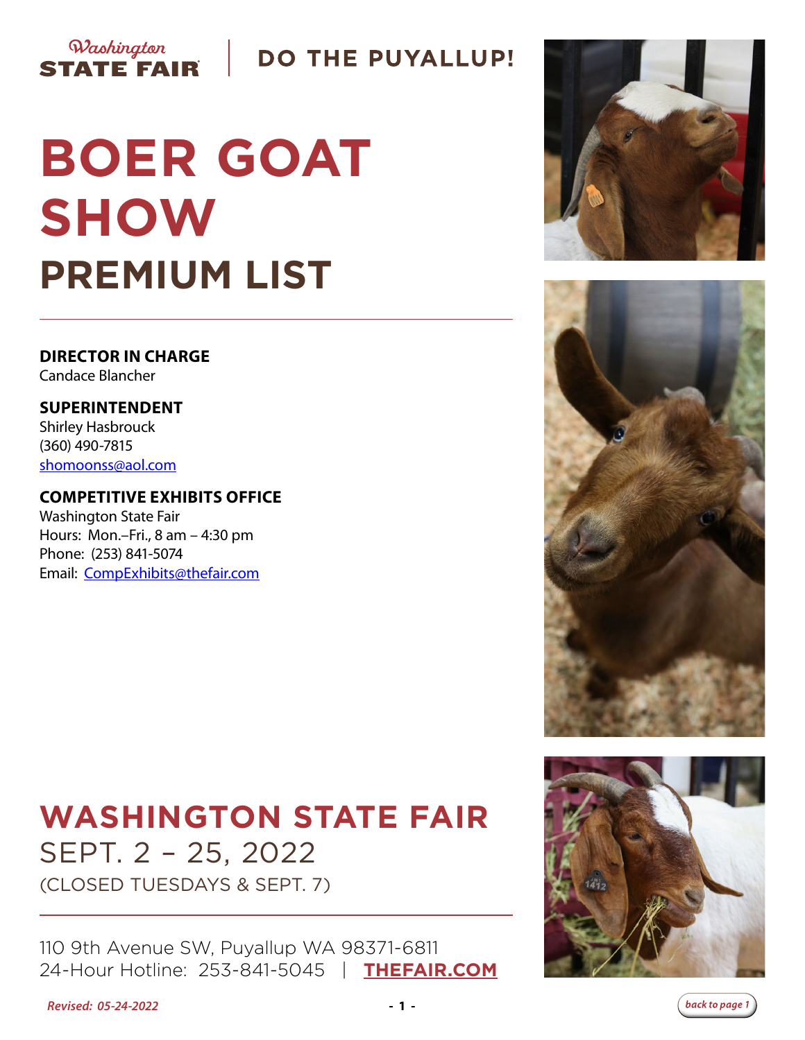Washington STATE FAIR | DO THE PUYALLUP!

# BOER GOAT SHOW

## PREMIUM LIST

**DIRECTOR IN CHARGE**
Candace Blancher

**SUPERINTENDENT**
Shirley Hasbrouck
(360) 490-7815
shomoonss@aol.com

**COMPETITIVE EXHIBITS OFFICE**
Washington State Fair
Hours: Mon.–Fri., 8 am – 4:30 pm
Phone: (253) 841-5074
Email: CompExhibits@thefair.com

## WASHINGTON STATE FAIR

SEPT. 2 – 25, 2022
(CLOSED TUESDAYS & SEPT. 7)

110 9th Avenue SW, Puyallup WA 98371-6811
24-Hour Hotline: 253-841-5045 | **THEFAIR.COM**

*Revised: 05-24-2022*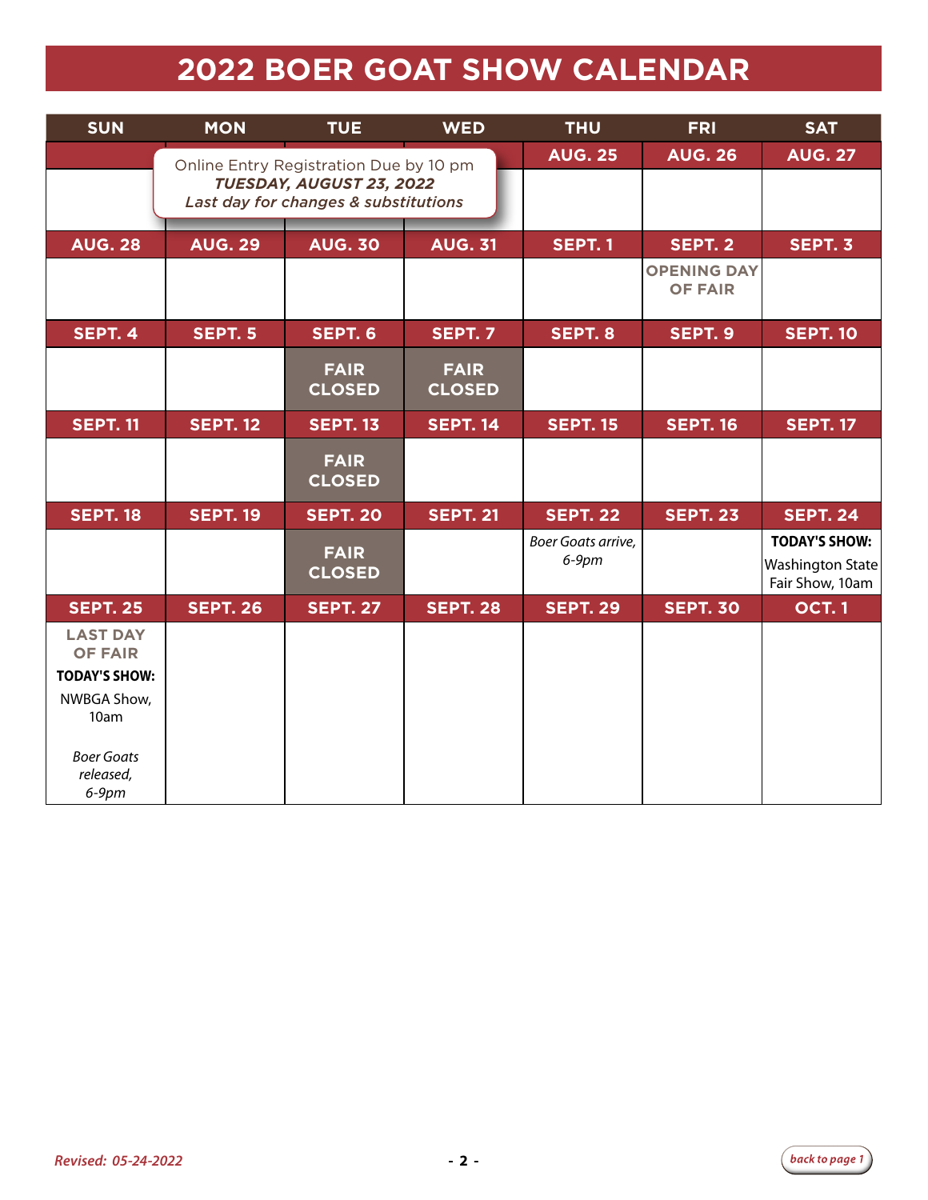# 2022 BOER GOAT SHOW CALENDAR

| SUN | MON | TUE | WED | THU | FRI | SAT |
|---|---|---|---|---|---|---|
| | Online Entry Registration Due by 10 pm ***TUESDAY, AUGUST 23, 2022*** *Last day for changes & substitutions* | | | **AUG. 25** | **AUG. 26** | **AUG. 27** |
| **AUG. 28** | **AUG. 29** | **AUG. 30** | **AUG. 31** | **SEPT. 1** | **SEPT. 2** OPENING DAY OF FAIR | **SEPT. 3** |
| **SEPT. 4** | **SEPT. 5** | **SEPT. 6** FAIR CLOSED | **SEPT. 7** FAIR CLOSED | **SEPT. 8** | **SEPT. 9** | **SEPT. 10** |
| **SEPT. 11** | **SEPT. 12** | **SEPT. 13** FAIR CLOSED | **SEPT. 14** | **SEPT. 15** | **SEPT. 16** | **SEPT. 17** |
| **SEPT. 18** | **SEPT. 19** | **SEPT. 20** FAIR CLOSED | **SEPT. 21** | **SEPT. 22** *Boer Goats arrive, 6-9pm* | **SEPT. 23** | **SEPT. 24** **TODAY'S SHOW:** Washington State Fair Show, 10am |
| **SEPT. 25** LAST DAY OF FAIR **TODAY'S SHOW:** NWBGA Show, 10am *Boer Goats released, 6-9pm* | **SEPT. 26** | **SEPT. 27** | **SEPT. 28** | **SEPT. 29** | **SEPT. 30** | **OCT. 1** |

*Revised: 05-24-2022*

back to page 1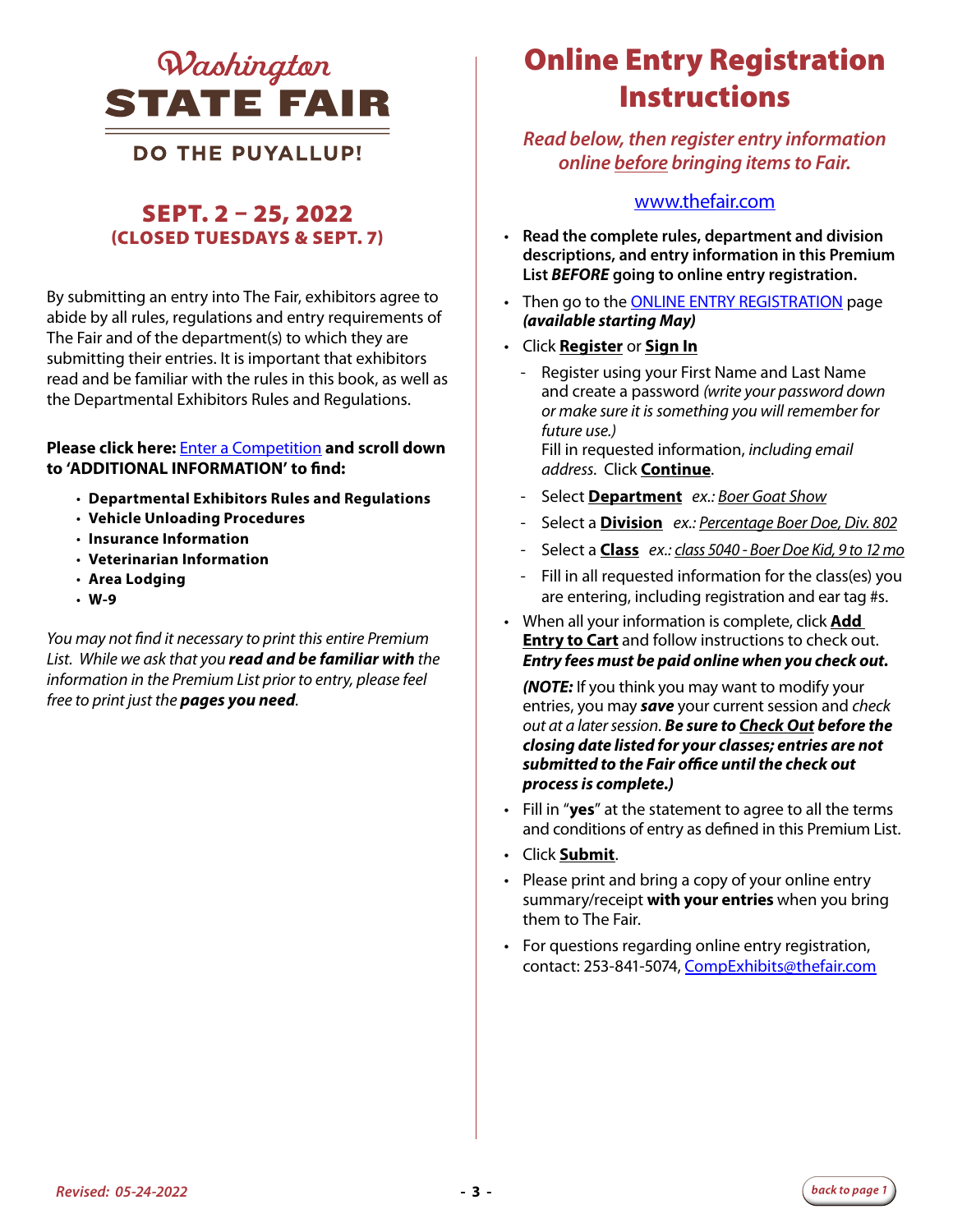# Washington STATE FAIR

**DO THE PUYALLUP!**

## SEPT. 2 – 25, 2022
### (CLOSED TUESDAYS & SEPT. 7)

By submitting an entry into The Fair, exhibitors agree to abide by all rules, regulations and entry requirements of The Fair and of the department(s) to which they are submitting their entries. It is important that exhibitors read and be familiar with the rules in this book, as well as the Departmental Exhibitors Rules and Regulations.

**Please click here:** Enter a Competition **and scroll down to 'ADDITIONAL INFORMATION' to find:**

- **Departmental Exhibitors Rules and Regulations**
- **Vehicle Unloading Procedures**
- **Insurance Information**
- **Veterinarian Information**
- **Area Lodging**
- **W-9**

*You may not find it necessary to print this entire Premium List. While we ask that you **read and be familiar with** the information in the Premium List prior to entry, please feel free to print just the **pages you need**.*

# Online Entry Registration Instructions

*Read below, then register entry information online before bringing items to Fair.*

www.thefair.com

- **Read the complete rules, department and division descriptions, and entry information in this Premium List *BEFORE* going to online entry registration.**
- Then go to the ONLINE ENTRY REGISTRATION page ***(available starting May)***
- Click **Register** or **Sign In**
  - Register using your First Name and Last Name and create a password *(write your password down or make sure it is something you will remember for future use.)* Fill in requested information, *including email address*. Click **Continue**.
  - Select **Department** *ex.: Boer Goat Show*
  - Select a **Division** *ex.: Percentage Boer Doe, Div. 802*
  - Select a **Class** *ex.: class 5040 - Boer Doe Kid, 9 to 12 mo*
  - Fill in all requested information for the class(es) you are entering, including registration and ear tag #s.
- When all your information is complete, click **Add Entry to Cart** and follow instructions to check out. ***Entry fees must be paid online when you check out.***

  ***(NOTE:*** If you think you may want to modify your entries, you may ***save*** your current session and *check out at a later session.* ***Be sure to Check Out before the closing date listed for your classes; entries are not submitted to the Fair office until the check out process is complete.)***
- Fill in "**yes**" at the statement to agree to all the terms and conditions of entry as defined in this Premium List.
- Click **Submit**.
- Please print and bring a copy of your online entry summary/receipt **with your entries** when you bring them to The Fair.
- For questions regarding online entry registration, contact: 253-841-5074, CompExhibits@thefair.com

*Revised: 05-24-2022*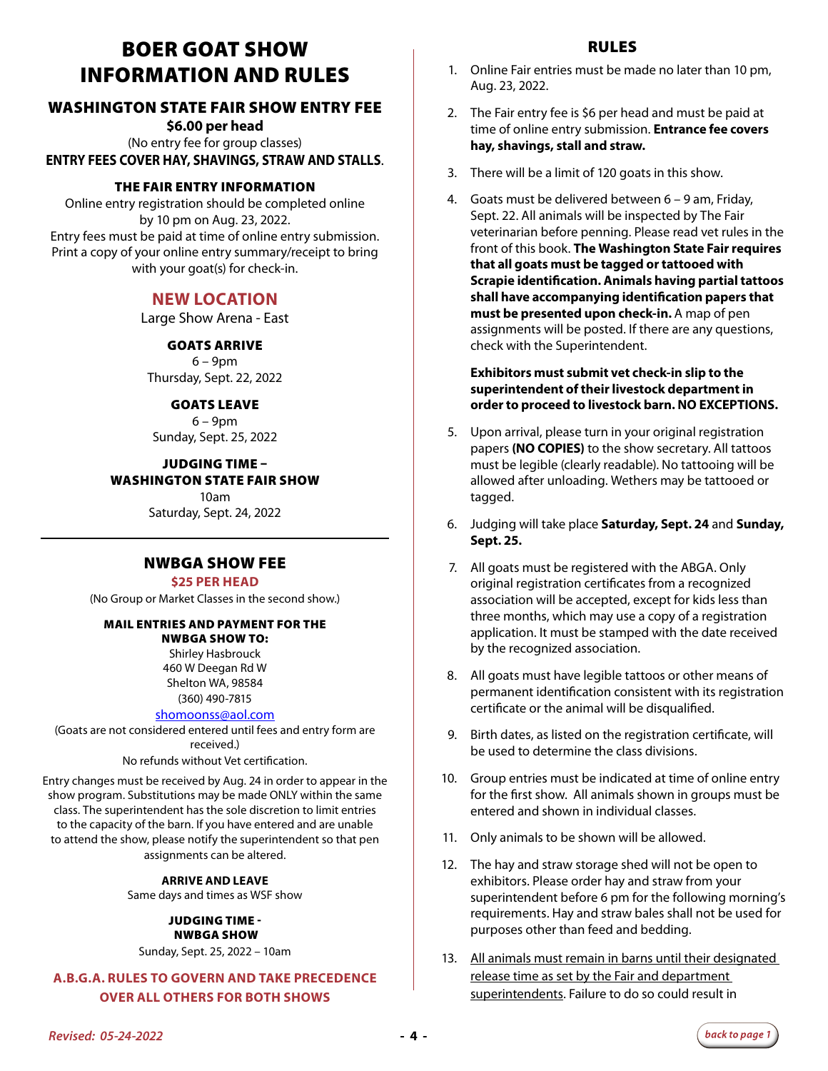# BOER GOAT SHOW INFORMATION AND RULES

## WASHINGTON STATE FAIR SHOW ENTRY FEE

**$6.00 per head**

(No entry fee for group classes)

**ENTRY FEES COVER HAY, SHAVINGS, STRAW AND STALLS**.

### THE FAIR ENTRY INFORMATION

Online entry registration should be completed online by 10 pm on Aug. 23, 2022.

Entry fees must be paid at time of online entry submission. Print a copy of your online entry summary/receipt to bring with your goat(s) for check-in.

### NEW LOCATION

Large Show Arena - East

### GOATS ARRIVE

6 – 9pm

Thursday, Sept. 22, 2022

### GOATS LEAVE

6 – 9pm

Sunday, Sept. 25, 2022

### JUDGING TIME – WASHINGTON STATE FAIR SHOW

10am

Saturday, Sept. 24, 2022

---

## NWBGA SHOW FEE

**$25 PER HEAD**

(No Group or Market Classes in the second show.)

### MAIL ENTRIES AND PAYMENT FOR THE NWBGA SHOW TO:

Shirley Hasbrouck
460 W Deegan Rd W
Shelton WA, 98584
(360) 490-7815
shomoonss@aol.com

(Goats are not considered entered until fees and entry form are received.)

No refunds without Vet certification.

Entry changes must be received by Aug. 24 in order to appear in the show program. Substitutions may be made ONLY within the same class. The superintendent has the sole discretion to limit entries to the capacity of the barn. If you have entered and are unable to attend the show, please notify the superintendent so that pen assignments can be altered.

### ARRIVE AND LEAVE

Same days and times as WSF show

### JUDGING TIME - NWBGA SHOW

Sunday, Sept. 25, 2022 – 10am

**A.B.G.A. RULES TO GOVERN AND TAKE PRECEDENCE OVER ALL OTHERS FOR BOTH SHOWS**

## RULES

1. Online Fair entries must be made no later than 10 pm, Aug. 23, 2022.
2. The Fair entry fee is $6 per head and must be paid at time of online entry submission. **Entrance fee covers hay, shavings, stall and straw.**
3. There will be a limit of 120 goats in this show.
4. Goats must be delivered between 6 – 9 am, Friday, Sept. 22. All animals will be inspected by The Fair veterinarian before penning. Please read vet rules in the front of this book. **The Washington State Fair requires that all goats must be tagged or tattooed with Scrapie identification. Animals having partial tattoos shall have accompanying identification papers that must be presented upon check-in.** A map of pen assignments will be posted. If there are any questions, check with the Superintendent.

   **Exhibitors must submit vet check-in slip to the superintendent of their livestock department in order to proceed to livestock barn. NO EXCEPTIONS.**

5. Upon arrival, please turn in your original registration papers **(NO COPIES)** to the show secretary. All tattoos must be legible (clearly readable). No tattooing will be allowed after unloading. Wethers may be tattooed or tagged.
6. Judging will take place **Saturday, Sept. 24** and **Sunday, Sept. 25.**
7. All goats must be registered with the ABGA. Only original registration certificates from a recognized association will be accepted, except for kids less than three months, which may use a copy of a registration application. It must be stamped with the date received by the recognized association.
8. All goats must have legible tattoos or other means of permanent identification consistent with its registration certificate or the animal will be disqualified.
9. Birth dates, as listed on the registration certificate, will be used to determine the class divisions.
10. Group entries must be indicated at time of online entry for the first show. All animals shown in groups must be entered and shown in individual classes.
11. Only animals to be shown will be allowed.
12. The hay and straw storage shed will not be open to exhibitors. Please order hay and straw from your superintendent before 6 pm for the following morning's requirements. Hay and straw bales shall not be used for purposes other than feed and bedding.
13. <u>All animals must remain in barns until their designated release time as set by the Fair and department superintendents</u>. Failure to do so could result in

*Revised: 05-24-2022*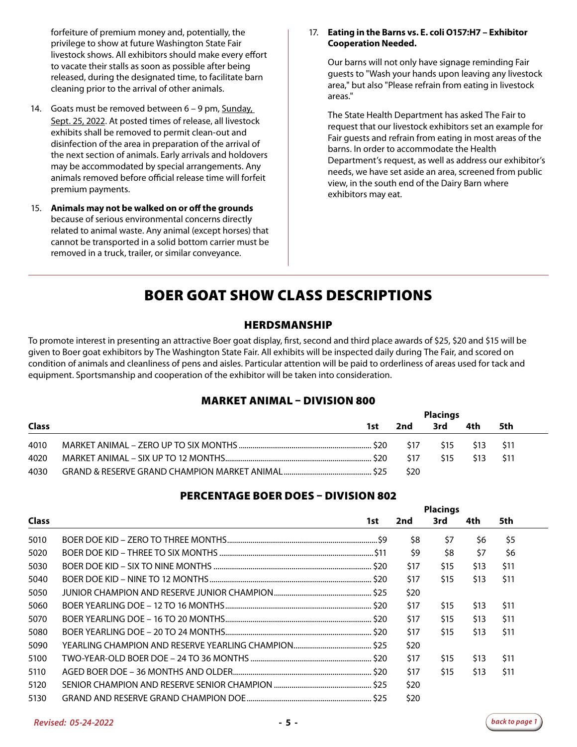forfeiture of premium money and, potentially, the privilege to show at future Washington State Fair livestock shows. All exhibitors should make every effort to vacate their stalls as soon as possible after being released, during the designated time, to facilitate barn cleaning prior to the arrival of other animals.

14. Goats must be removed between 6 – 9 pm, Sunday, Sept. 25, 2022. At posted times of release, all livestock exhibits shall be removed to permit clean-out and disinfection of the area in preparation of the arrival of the next section of animals. Early arrivals and holdovers may be accommodated by special arrangements. Any animals removed before official release time will forfeit premium payments.

15. **Animals may not be walked on or off the grounds** because of serious environmental concerns directly related to animal waste. Any animal (except horses) that cannot be transported in a solid bottom carrier must be removed in a truck, trailer, or similar conveyance.

17. **Eating in the Barns vs. E. coli O157:H7 – Exhibitor Cooperation Needed.**

    Our barns will not only have signage reminding Fair guests to "Wash your hands upon leaving any livestock area," but also "Please refrain from eating in livestock areas."

    The State Health Department has asked The Fair to request that our livestock exhibitors set an example for Fair guests and refrain from eating in most areas of the barns. In order to accommodate the Health Department's request, as well as address our exhibitor's needs, we have set aside an area, screened from public view, in the south end of the Dairy Barn where exhibitors may eat.

# BOER GOAT SHOW CLASS DESCRIPTIONS

## HERDSMANSHIP

To promote interest in presenting an attractive Boer goat display, first, second and third place awards of $25, $20 and $15 will be given to Boer goat exhibitors by The Washington State Fair. All exhibits will be inspected daily during The Fair, and scored on condition of animals and cleanliness of pens and aisles. Particular attention will be paid to orderliness of areas used for tack and equipment. Sportsmanship and cooperation of the exhibitor will be taken into consideration.

## MARKET ANIMAL – DIVISION 800

| Class | | Placings 1st | 2nd | 3rd | 4th | 5th |
|---|---|---|---|---|---|---|
| 4010 | MARKET ANIMAL – ZERO UP TO SIX MONTHS | $20 | $17 | $15 | $13 | $11 |
| 4020 | MARKET ANIMAL – SIX UP TO 12 MONTHS | $20 | $17 | $15 | $13 | $11 |
| 4030 | GRAND & RESERVE GRAND CHAMPION MARKET ANIMAL | $25 | $20 | | | |

## PERCENTAGE BOER DOES – DIVISION 802

| Class | | Placings 1st | 2nd | 3rd | 4th | 5th |
|---|---|---|---|---|---|---|
| 5010 | BOER DOE KID – ZERO TO THREE MONTHS | $9 | $8 | $7 | $6 | $5 |
| 5020 | BOER DOE KID – THREE TO SIX MONTHS | $11 | $9 | $8 | $7 | $6 |
| 5030 | BOER DOE KID – SIX TO NINE MONTHS | $20 | $17 | $15 | $13 | $11 |
| 5040 | BOER DOE KID – NINE TO 12 MONTHS | $20 | $17 | $15 | $13 | $11 |
| 5050 | JUNIOR CHAMPION AND RESERVE JUNIOR CHAMPION | $25 | $20 | | | |
| 5060 | BOER YEARLING DOE – 12 TO 16 MONTHS | $20 | $17 | $15 | $13 | $11 |
| 5070 | BOER YEARLING DOE – 16 TO 20 MONTHS | $20 | $17 | $15 | $13 | $11 |
| 5080 | BOER YEARLING DOE – 20 TO 24 MONTHS | $20 | $17 | $15 | $13 | $11 |
| 5090 | YEARLING CHAMPION AND RESERVE YEARLING CHAMPION | $25 | $20 | | | |
| 5100 | TWO-YEAR-OLD BOER DOE – 24 TO 36 MONTHS | $20 | $17 | $15 | $13 | $11 |
| 5110 | AGED BOER DOE – 36 MONTHS AND OLDER | $20 | $17 | $15 | $13 | $11 |
| 5120 | SENIOR CHAMPION AND RESERVE SENIOR CHAMPION | $25 | $20 | | | |
| 5130 | GRAND AND RESERVE GRAND CHAMPION DOE | $25 | $20 | | | |

*Revised: 05-24-2022*

*back to page 1*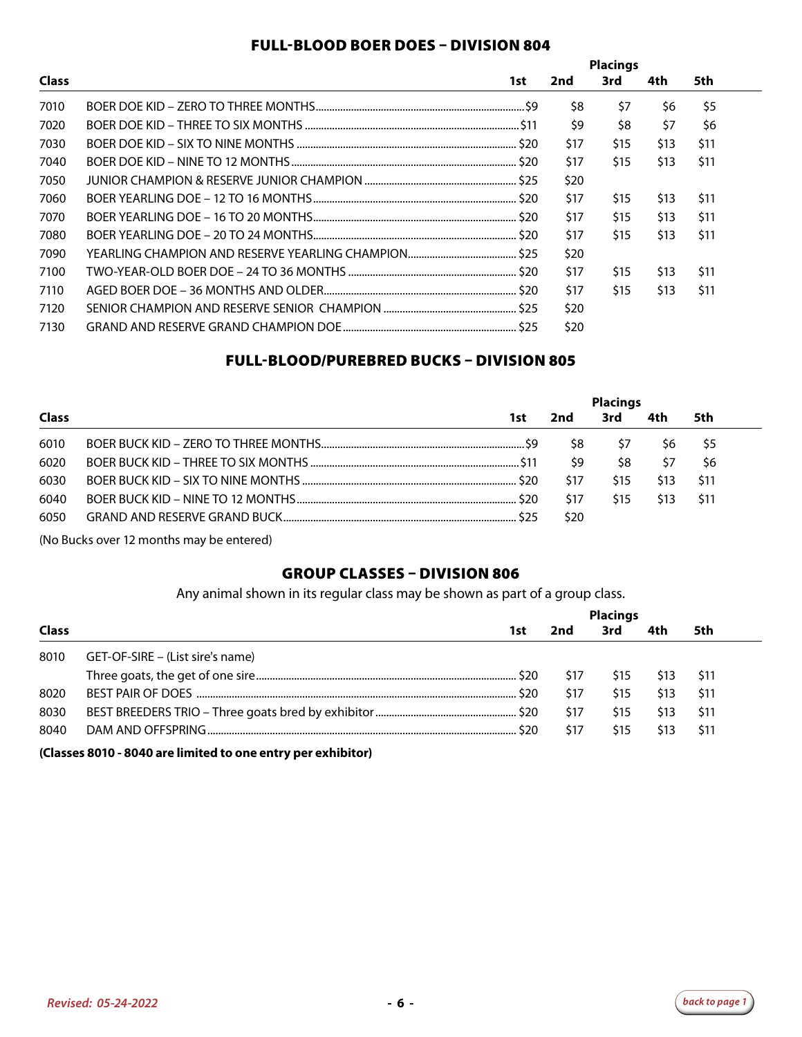## FULL-BLOOD BOER DOES – DIVISION 804

| Class | | Placings | | | | |
|---|---|---|---|---|---|---|
| | | 1st | 2nd | 3rd | 4th | 5th |
| 7010 | BOER DOE KID – ZERO TO THREE MONTHS | $9 | $8 | $7 | $6 | $5 |
| 7020 | BOER DOE KID – THREE TO SIX MONTHS | $11 | $9 | $8 | $7 | $6 |
| 7030 | BOER DOE KID – SIX TO NINE MONTHS | $20 | $17 | $15 | $13 | $11 |
| 7040 | BOER DOE KID – NINE TO 12 MONTHS | $20 | $17 | $15 | $13 | $11 |
| 7050 | JUNIOR CHAMPION & RESERVE JUNIOR CHAMPION | $25 | $20 | | | |
| 7060 | BOER YEARLING DOE – 12 TO 16 MONTHS | $20 | $17 | $15 | $13 | $11 |
| 7070 | BOER YEARLING DOE – 16 TO 20 MONTHS | $20 | $17 | $15 | $13 | $11 |
| 7080 | BOER YEARLING DOE – 20 TO 24 MONTHS | $20 | $17 | $15 | $13 | $11 |
| 7090 | YEARLING CHAMPION AND RESERVE YEARLING CHAMPION | $25 | $20 | | | |
| 7100 | TWO-YEAR-OLD BOER DOE – 24 TO 36 MONTHS | $20 | $17 | $15 | $13 | $11 |
| 7110 | AGED BOER DOE – 36 MONTHS AND OLDER | $20 | $17 | $15 | $13 | $11 |
| 7120 | SENIOR CHAMPION AND RESERVE SENIOR CHAMPION | $25 | $20 | | | |
| 7130 | GRAND AND RESERVE GRAND CHAMPION DOE | $25 | $20 | | | |

## FULL-BLOOD/PUREBRED BUCKS – DIVISION 805

| Class | | Placings | | | | |
|---|---|---|---|---|---|---|
| | | 1st | 2nd | 3rd | 4th | 5th |
| 6010 | BOER BUCK KID – ZERO TO THREE MONTHS | $9 | $8 | $7 | $6 | $5 |
| 6020 | BOER BUCK KID – THREE TO SIX MONTHS | $11 | $9 | $8 | $7 | $6 |
| 6030 | BOER BUCK KID – SIX TO NINE MONTHS | $20 | $17 | $15 | $13 | $11 |
| 6040 | BOER BUCK KID – NINE TO 12 MONTHS | $20 | $17 | $15 | $13 | $11 |
| 6050 | GRAND AND RESERVE GRAND BUCK | $25 | $20 | | | |

(No Bucks over 12 months may be entered)

## GROUP CLASSES – DIVISION 806

Any animal shown in its regular class may be shown as part of a group class.

| Class | | Placings | | | | |
|---|---|---|---|---|---|---|
| | | 1st | 2nd | 3rd | 4th | 5th |
| 8010 | GET-OF-SIRE – (List sire's name) Three goats, the get of one sire | $20 | $17 | $15 | $13 | $11 |
| 8020 | BEST PAIR OF DOES | $20 | $17 | $15 | $13 | $11 |
| 8030 | BEST BREEDERS TRIO – Three goats bred by exhibitor | $20 | $17 | $15 | $13 | $11 |
| 8040 | DAM AND OFFSPRING | $20 | $17 | $15 | $13 | $11 |

**(Classes 8010 - 8040 are limited to one entry per exhibitor)**

*Revised: 05-24-2022*

*back to page 1*